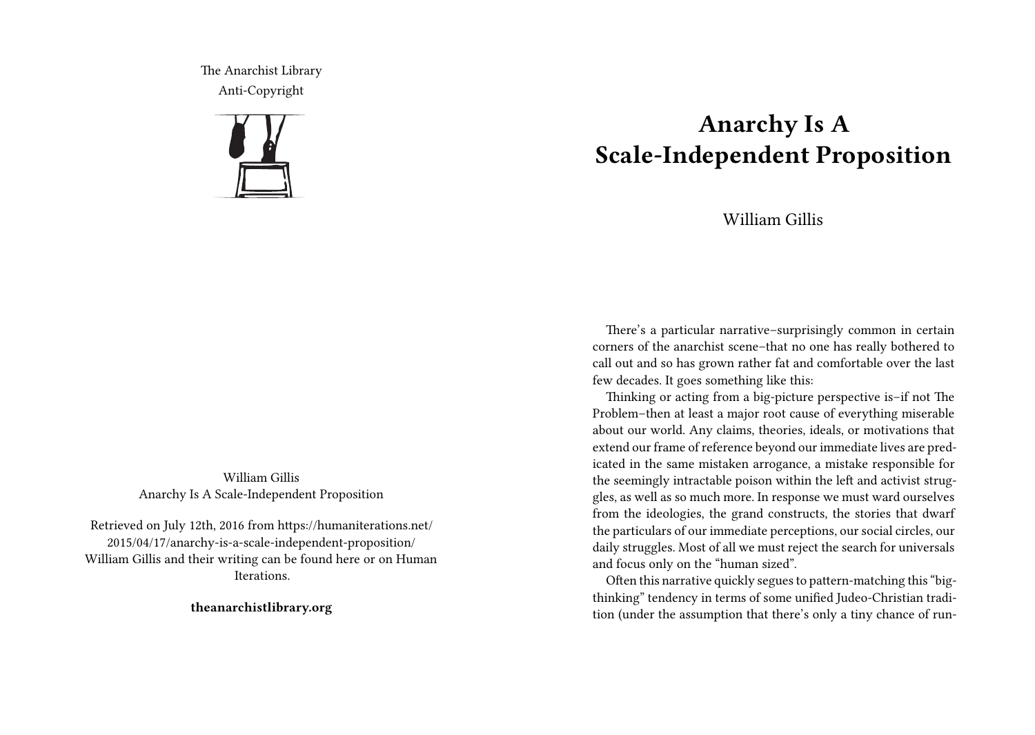The Anarchist Library
Anti-Copyright

William Gillis
Anarchy Is A Scale-Independent Proposition

Retrieved on July 12th, 2016 from https://humaniterations.net/2015/04/17/anarchy-is-a-scale-independent-proposition/
William Gillis and their writing can be found here or on Human Iterations.

**theanarchistlibrary.org**

# Anarchy Is A Scale-Independent Proposition

William Gillis

There's a particular narrative–surprisingly common in certain corners of the anarchist scene–that no one has really bothered to call out and so has grown rather fat and comfortable over the last few decades. It goes something like this:

Thinking or acting from a big-picture perspective is–if not The Problem–then at least a major root cause of everything miserable about our world. Any claims, theories, ideals, or motivations that extend our frame of reference beyond our immediate lives are predicated in the same mistaken arrogance, a mistake responsible for the seemingly intractable poison within the left and activist struggles, as well as so much more. In response we must ward ourselves from the ideologies, the grand constructs, the stories that dwarf the particulars of our immediate perceptions, our social circles, our daily struggles. Most of all we must reject the search for universals and focus only on the "human sized".

Often this narrative quickly segues to pattern-matching this "big-thinking" tendency in terms of some unified Judeo-Christian tradition (under the assumption that there's only a tiny chance of run-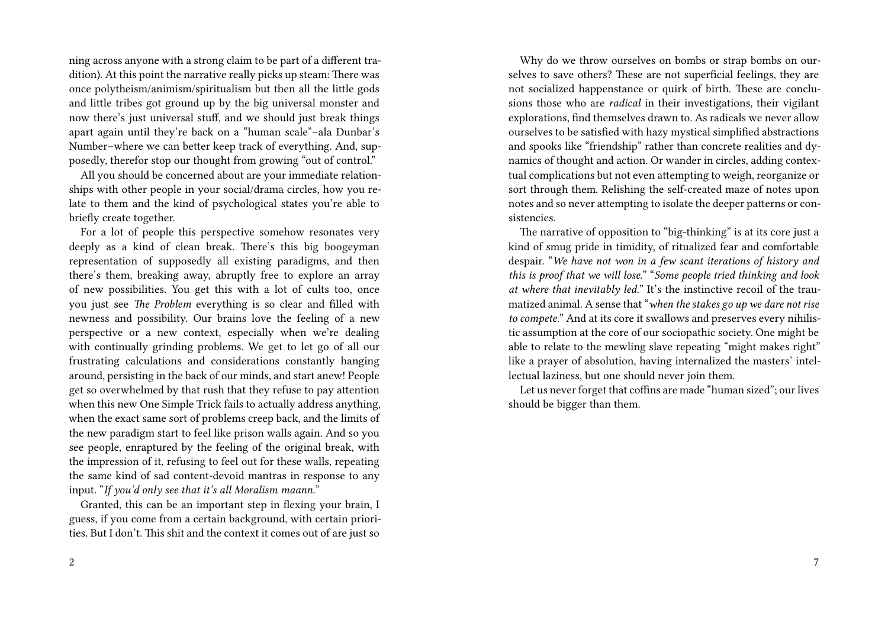ning across anyone with a strong claim to be part of a different tradition). At this point the narrative really picks up steam: There was once polytheism/animism/spiritualism but then all the little gods and little tribes got ground up by the big universal monster and now there's just universal stuff, and we should just break things apart again until they're back on a "human scale"–ala Dunbar's Number–where we can better keep track of everything. And, supposedly, therefor stop our thought from growing "out of control."

All you should be concerned about are your immediate relationships with other people in your social/drama circles, how you relate to them and the kind of psychological states you're able to briefly create together.

For a lot of people this perspective somehow resonates very deeply as a kind of clean break. There's this big boogeyman representation of supposedly all existing paradigms, and then there's them, breaking away, abruptly free to explore an array of new possibilities. You get this with a lot of cults too, once you just see *The Problem* everything is so clear and filled with newness and possibility. Our brains love the feeling of a new perspective or a new context, especially when we're dealing with continually grinding problems. We get to let go of all our frustrating calculations and considerations constantly hanging around, persisting in the back of our minds, and start anew! People get so overwhelmed by that rush that they refuse to pay attention when this new One Simple Trick fails to actually address anything, when the exact same sort of problems creep back, and the limits of the new paradigm start to feel like prison walls again. And so you see people, enraptured by the feeling of the original break, with the impression of it, refusing to feel out for these walls, repeating the same kind of sad content-devoid mantras in response to any input. "*If you'd only see that it's all Moralism maann.*"

Granted, this can be an important step in flexing your brain, I guess, if you come from a certain background, with certain priorities. But I don't. This shit and the context it comes out of are just so

Why do we throw ourselves on bombs or strap bombs on ourselves to save others? These are not superficial feelings, they are not socialized happenstance or quirk of birth. These are conclusions those who are *radical* in their investigations, their vigilant explorations, find themselves drawn to. As radicals we never allow ourselves to be satisfied with hazy mystical simplified abstractions and spooks like "friendship" rather than concrete realities and dynamics of thought and action. Or wander in circles, adding contextual complications but not even attempting to weigh, reorganize or sort through them. Relishing the self-created maze of notes upon notes and so never attempting to isolate the deeper patterns or consistencies.

The narrative of opposition to "big-thinking" is at its core just a kind of smug pride in timidity, of ritualized fear and comfortable despair. "*We have not won in a few scant iterations of history and this is proof that we will lose.*" "*Some people tried thinking and look at where that inevitably led.*" It's the instinctive recoil of the traumatized animal. A sense that "*when the stakes go up we dare not rise to compete.*" And at its core it swallows and preserves every nihilistic assumption at the core of our sociopathic society. One might be able to relate to the mewling slave repeating "might makes right" like a prayer of absolution, having internalized the masters' intellectual laziness, but one should never join them.

Let us never forget that coffins are made "human sized"; our lives should be bigger than them.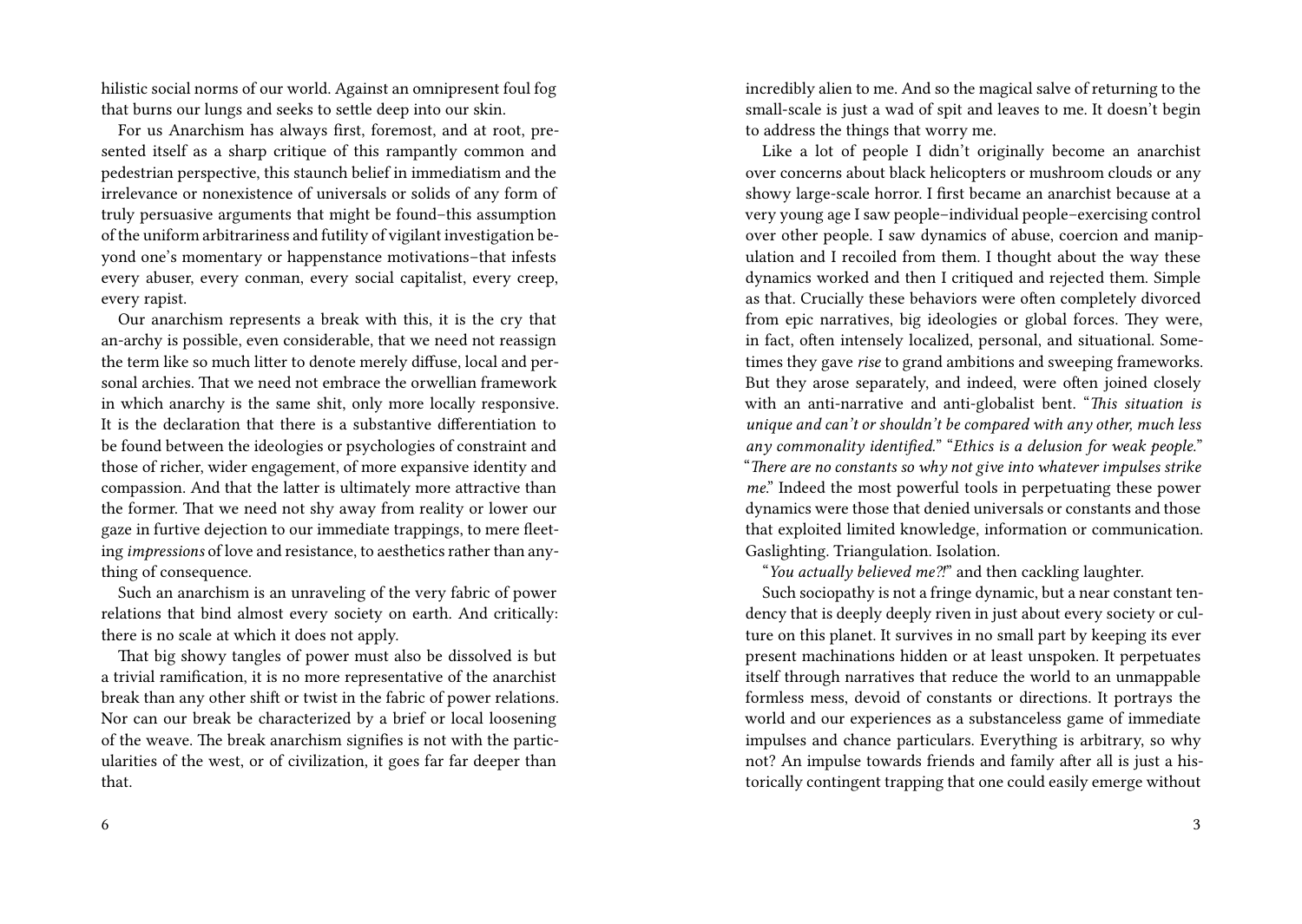hilistic social norms of our world. Against an omnipresent foul fog that burns our lungs and seeks to settle deep into our skin.

For us Anarchism has always first, foremost, and at root, presented itself as a sharp critique of this rampantly common and pedestrian perspective, this staunch belief in immediatism and the irrelevance or nonexistence of universals or solids of any form of truly persuasive arguments that might be found–this assumption of the uniform arbitrariness and futility of vigilant investigation beyond one's momentary or happenstance motivations–that infests every abuser, every conman, every social capitalist, every creep, every rapist.

Our anarchism represents a break with this, it is the cry that an-archy is possible, even considerable, that we need not reassign the term like so much litter to denote merely diffuse, local and personal archies. That we need not embrace the orwellian framework in which anarchy is the same shit, only more locally responsive. It is the declaration that there is a substantive differentiation to be found between the ideologies or psychologies of constraint and those of richer, wider engagement, of more expansive identity and compassion. And that the latter is ultimately more attractive than the former. That we need not shy away from reality or lower our gaze in furtive dejection to our immediate trappings, to mere fleeting *impressions* of love and resistance, to aesthetics rather than anything of consequence.

Such an anarchism is an unraveling of the very fabric of power relations that bind almost every society on earth. And critically: there is no scale at which it does not apply.

That big showy tangles of power must also be dissolved is but a trivial ramification, it is no more representative of the anarchist break than any other shift or twist in the fabric of power relations. Nor can our break be characterized by a brief or local loosening of the weave. The break anarchism signifies is not with the particularities of the west, or of civilization, it goes far far deeper than that.

incredibly alien to me. And so the magical salve of returning to the small-scale is just a wad of spit and leaves to me. It doesn't begin to address the things that worry me.

Like a lot of people I didn't originally become an anarchist over concerns about black helicopters or mushroom clouds or any showy large-scale horror. I first became an anarchist because at a very young age I saw people–individual people–exercising control over other people. I saw dynamics of abuse, coercion and manipulation and I recoiled from them. I thought about the way these dynamics worked and then I critiqued and rejected them. Simple as that. Crucially these behaviors were often completely divorced from epic narratives, big ideologies or global forces. They were, in fact, often intensely localized, personal, and situational. Sometimes they gave *rise* to grand ambitions and sweeping frameworks. But they arose separately, and indeed, were often joined closely with an anti-narrative and anti-globalist bent. "*This situation is unique and can't or shouldn't be compared with any other, much less any commonality identified.*" "*Ethics is a delusion for weak people.*" "*There are no constants so why not give into whatever impulses strike me.*" Indeed the most powerful tools in perpetuating these power dynamics were those that denied universals or constants and those that exploited limited knowledge, information or communication. Gaslighting. Triangulation. Isolation.

"*You actually believed me?!*" and then cackling laughter.

Such sociopathy is not a fringe dynamic, but a near constant tendency that is deeply deeply riven in just about every society or culture on this planet. It survives in no small part by keeping its ever present machinations hidden or at least unspoken. It perpetuates itself through narratives that reduce the world to an unmappable formless mess, devoid of constants or directions. It portrays the world and our experiences as a substanceless game of immediate impulses and chance particulars. Everything is arbitrary, so why not? An impulse towards friends and family after all is just a historically contingent trapping that one could easily emerge without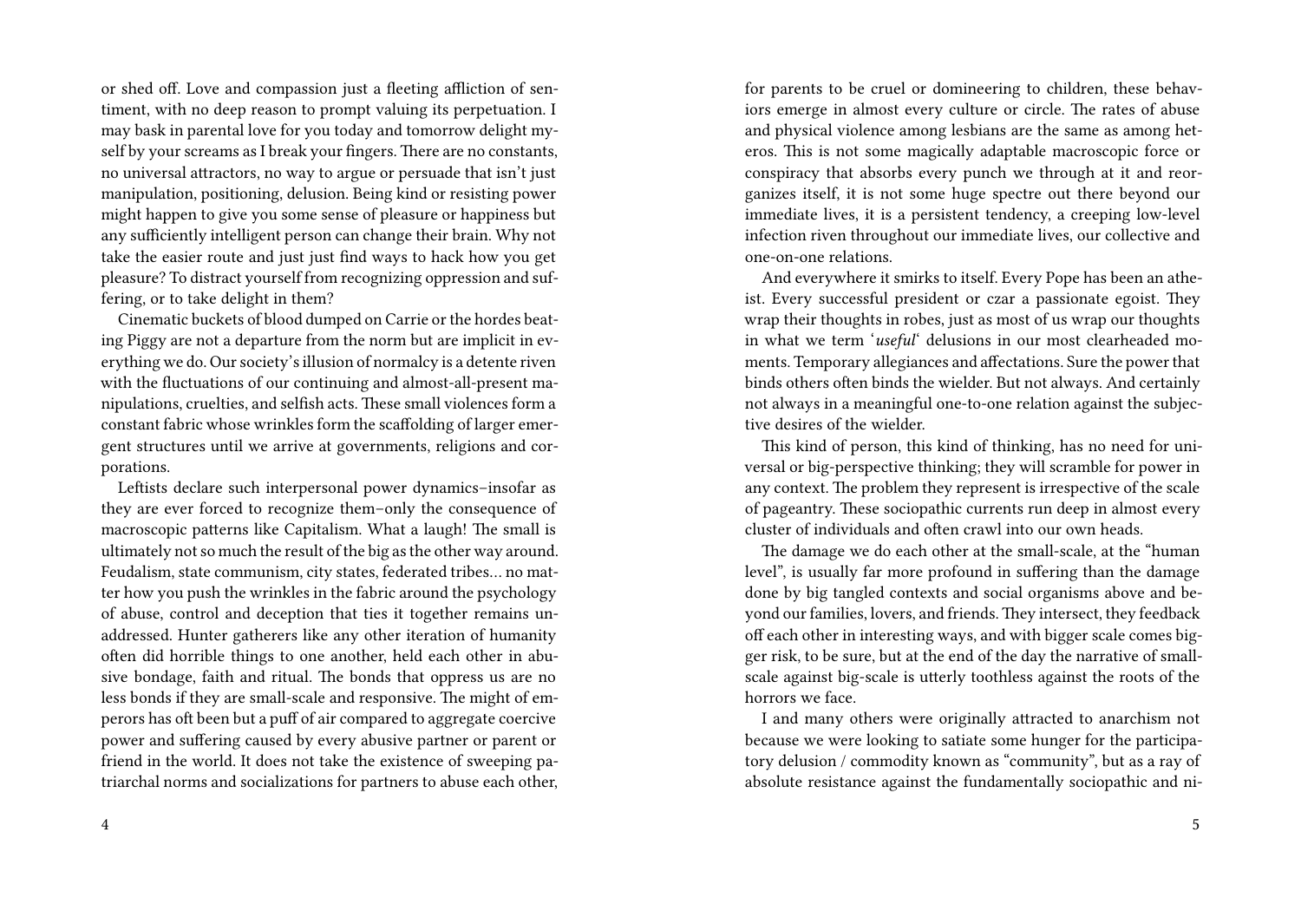or shed off. Love and compassion just a fleeting affliction of sentiment, with no deep reason to prompt valuing its perpetuation. I may bask in parental love for you today and tomorrow delight myself by your screams as I break your fingers. There are no constants, no universal attractors, no way to argue or persuade that isn't just manipulation, positioning, delusion. Being kind or resisting power might happen to give you some sense of pleasure or happiness but any sufficiently intelligent person can change their brain. Why not take the easier route and just just find ways to hack how you get pleasure? To distract yourself from recognizing oppression and suffering, or to take delight in them?

Cinematic buckets of blood dumped on Carrie or the hordes beating Piggy are not a departure from the norm but are implicit in everything we do. Our society's illusion of normalcy is a detente riven with the fluctuations of our continuing and almost-all-present manipulations, cruelties, and selfish acts. These small violences form a constant fabric whose wrinkles form the scaffolding of larger emergent structures until we arrive at governments, religions and corporations.

Leftists declare such interpersonal power dynamics–insofar as they are ever forced to recognize them–only the consequence of macroscopic patterns like Capitalism. What a laugh! The small is ultimately not so much the result of the big as the other way around. Feudalism, state communism, city states, federated tribes… no matter how you push the wrinkles in the fabric around the psychology of abuse, control and deception that ties it together remains unaddressed. Hunter gatherers like any other iteration of humanity often did horrible things to one another, held each other in abusive bondage, faith and ritual. The bonds that oppress us are no less bonds if they are small-scale and responsive. The might of emperors has oft been but a puff of air compared to aggregate coercive power and suffering caused by every abusive partner or parent or friend in the world. It does not take the existence of sweeping patriarchal norms and socializations for partners to abuse each other, for parents to be cruel or domineering to children, these behaviors emerge in almost every culture or circle. The rates of abuse and physical violence among lesbians are the same as among heteros. This is not some magically adaptable macroscopic force or conspiracy that absorbs every punch we through at it and reorganizes itself, it is not some huge spectre out there beyond our immediate lives, it is a persistent tendency, a creeping low-level infection riven throughout our immediate lives, our collective and one-on-one relations.

And everywhere it smirks to itself. Every Pope has been an atheist. Every successful president or czar a passionate egoist. They wrap their thoughts in robes, just as most of us wrap our thoughts in what we term '*useful*' delusions in our most clearheaded moments. Temporary allegiances and affectations. Sure the power that binds others often binds the wielder. But not always. And certainly not always in a meaningful one-to-one relation against the subjective desires of the wielder.

This kind of person, this kind of thinking, has no need for universal or big-perspective thinking; they will scramble for power in any context. The problem they represent is irrespective of the scale of pageantry. These sociopathic currents run deep in almost every cluster of individuals and often crawl into our own heads.

The damage we do each other at the small-scale, at the "human level", is usually far more profound in suffering than the damage done by big tangled contexts and social organisms above and beyond our families, lovers, and friends. They intersect, they feedback off each other in interesting ways, and with bigger scale comes bigger risk, to be sure, but at the end of the day the narrative of small-scale against big-scale is utterly toothless against the roots of the horrors we face.

I and many others were originally attracted to anarchism not because we were looking to satiate some hunger for the participatory delusion / commodity known as "community", but as a ray of absolute resistance against the fundamentally sociopathic and ni-